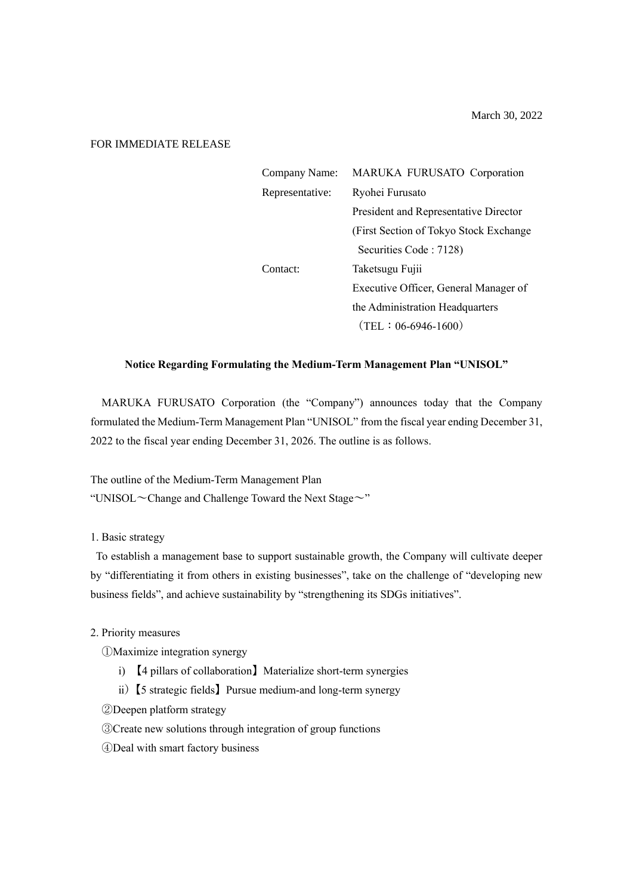March 30, 2022

FOR IMMEDIATE RELEASE

| | |
|---|---|
| Company Name: | MARUKA FURUSATO Corporation |
| Representative: | Ryohei Furusato |
| | President and Representative Director |
| | (First Section of Tokyo Stock Exchange |
| | Securities Code : 7128) |
| Contact: | Taketsugu Fujii |
| | Executive Officer, General Manager of |
| | the Administration Headquarters |
| | （TEL：06-6946-1600） |

**Notice Regarding Formulating the Medium-Term Management Plan "UNISOL"**

MARUKA FURUSATO Corporation (the "Company") announces today that the Company formulated the Medium-Term Management Plan "UNISOL" from the fiscal year ending December 31, 2022 to the fiscal year ending December 31, 2026. The outline is as follows.

The outline of the Medium-Term Management Plan
"UNISOL～Change and Challenge Toward the Next Stage～"

1. Basic strategy

To establish a management base to support sustainable growth, the Company will cultivate deeper by "differentiating it from others in existing businesses", take on the challenge of "developing new business fields", and achieve sustainability by "strengthening its SDGs initiatives".

2. Priority measures

①Maximize integration synergy

i) 【4 pillars of collaboration】Materialize short-term synergies

ii)【5 strategic fields】Pursue medium-and long-term synergy

②Deepen platform strategy

③Create new solutions through integration of group functions

④Deal with smart factory business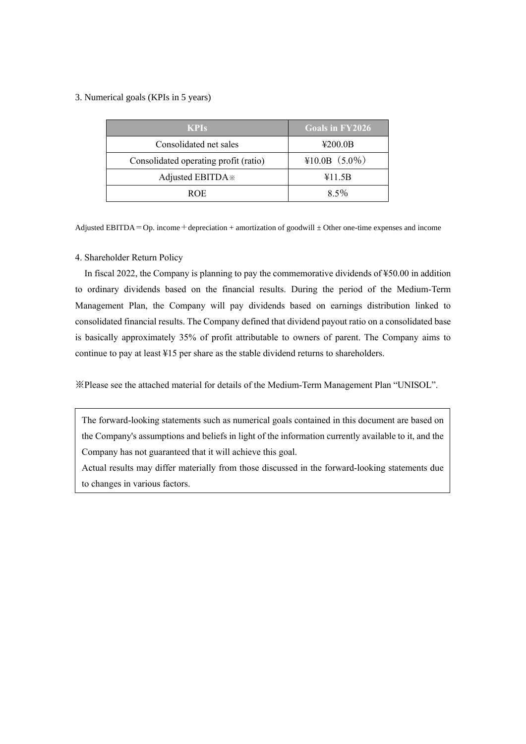3. Numerical goals (KPIs in 5 years)

| KPIs | Goals in FY2026 |
| --- | --- |
| Consolidated net sales | ¥200.0B |
| Consolidated operating profit (ratio) | ¥10.0B（5.0%） |
| Adjusted EBITDA※ | ¥11.5B |
| ROE | 8.5% |

Adjusted EBITDA＝Op. income＋depreciation + amortization of goodwill ± Other one-time expenses and income

4. Shareholder Return Policy

In fiscal 2022, the Company is planning to pay the commemorative dividends of ¥50.00 in addition to ordinary dividends based on the financial results. During the period of the Medium-Term Management Plan, the Company will pay dividends based on earnings distribution linked to consolidated financial results. The Company defined that dividend payout ratio on a consolidated base is basically approximately 35% of profit attributable to owners of parent. The Company aims to continue to pay at least ¥15 per share as the stable dividend returns to shareholders.

※Please see the attached material for details of the Medium-Term Management Plan "UNISOL".

> The forward-looking statements such as numerical goals contained in this document are based on the Company's assumptions and beliefs in light of the information currently available to it, and the Company has not guaranteed that it will achieve this goal.
> Actual results may differ materially from those discussed in the forward-looking statements due to changes in various factors.